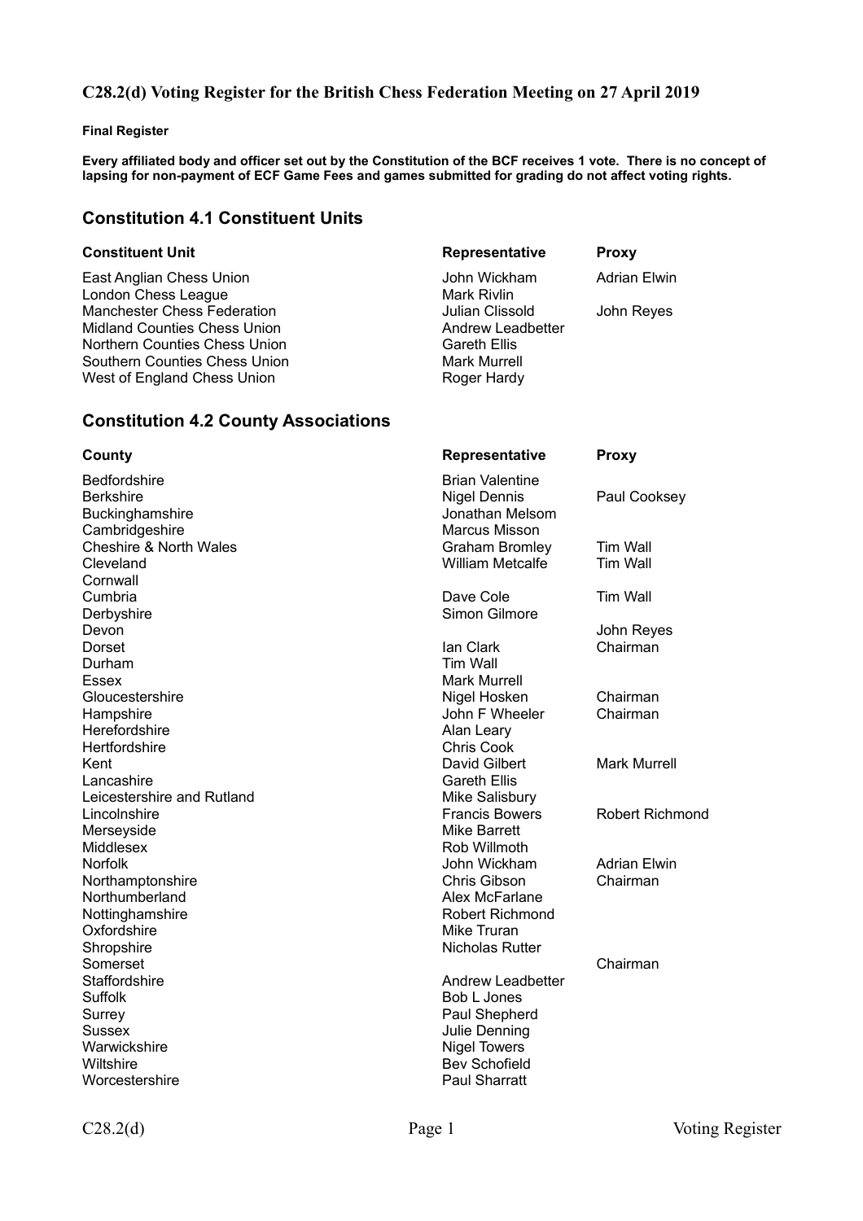## C28.2(d) Voting Register for the British Chess Federation Meeting on 27 April 2019

**Final Register**

**Every affiliated body and officer set out by the Constitution of the BCF receives 1 vote. There is no concept of lapsing for non-payment of ECF Game Fees and games submitted for grading do not affect voting rights.**

## Constitution 4.1 Constituent Units

| Constituent Unit | Representative | Proxy |
|---|---|---|
| East Anglian Chess Union | John Wickham | Adrian Elwin |
| London Chess League | Mark Rivlin | |
| Manchester Chess Federation | Julian Clissold | John Reyes |
| Midland Counties Chess Union | Andrew Leadbetter | |
| Northern Counties Chess Union | Gareth Ellis | |
| Southern Counties Chess Union | Mark Murrell | |
| West of England Chess Union | Roger Hardy | |

## Constitution 4.2 County Associations

| County | Representative | Proxy |
|---|---|---|
| Bedfordshire | Brian Valentine | |
| Berkshire | Nigel Dennis | Paul Cooksey |
| Buckinghamshire | Jonathan Melsom | |
| Cambridgeshire | Marcus Misson | |
| Cheshire & North Wales | Graham Bromley | Tim Wall |
| Cleveland | William Metcalfe | Tim Wall |
| Cornwall | | |
| Cumbria | Dave Cole | Tim Wall |
| Derbyshire | Simon Gilmore | |
| Devon | | John Reyes |
| Dorset | Ian Clark | Chairman |
| Durham | Tim Wall | |
| Essex | Mark Murrell | |
| Gloucestershire | Nigel Hosken | Chairman |
| Hampshire | John F Wheeler | Chairman |
| Herefordshire | Alan Leary | |
| Hertfordshire | Chris Cook | |
| Kent | David Gilbert | Mark Murrell |
| Lancashire | Gareth Ellis | |
| Leicestershire and Rutland | Mike Salisbury | |
| Lincolnshire | Francis Bowers | Robert Richmond |
| Merseyside | Mike Barrett | |
| Middlesex | Rob Willmoth | |
| Norfolk | John Wickham | Adrian Elwin |
| Northamptonshire | Chris Gibson | Chairman |
| Northumberland | Alex McFarlane | |
| Nottinghamshire | Robert Richmond | |
| Oxfordshire | Mike Truran | |
| Shropshire | Nicholas Rutter | |
| Somerset | | Chairman |
| Staffordshire | Andrew Leadbetter | |
| Suffolk | Bob L Jones | |
| Surrey | Paul Shepherd | |
| Sussex | Julie Denning | |
| Warwickshire | Nigel Towers | |
| Wiltshire | Bev Schofield | |
| Worcestershire | Paul Sharratt | |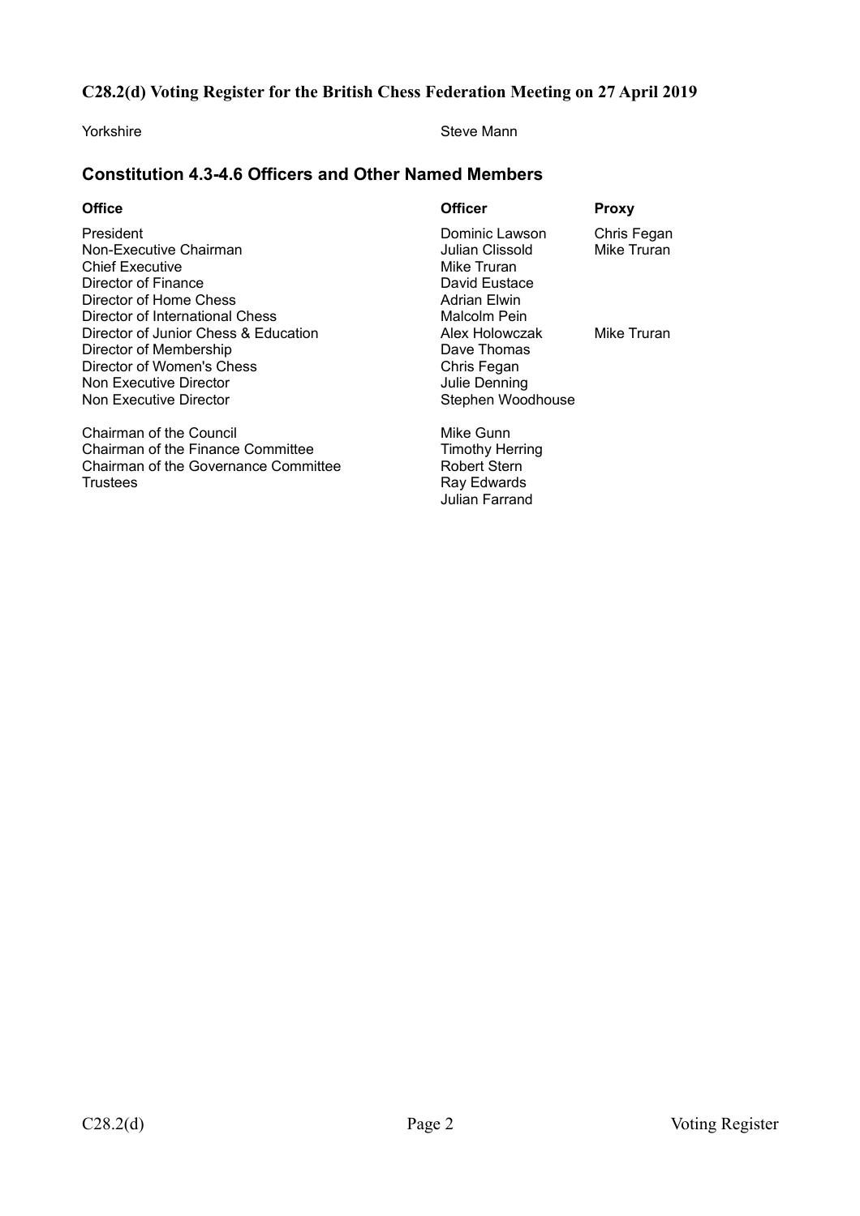**C28.2(d) Voting Register for the British Chess Federation Meeting on 27 April 2019**

| | |
|---|---|
| Yorkshire | Steve Mann |

## Constitution 4.3-4.6 Officers and Other Named Members

| Office | Officer | Proxy |
|---|---|---|
| President | Dominic Lawson | Chris Fegan |
| Non-Executive Chairman | Julian Clissold | Mike Truran |
| Chief Executive | Mike Truran | |
| Director of Finance | David Eustace | |
| Director of Home Chess | Adrian Elwin | |
| Director of International Chess | Malcolm Pein | |
| Director of Junior Chess & Education | Alex Holowczak | Mike Truran |
| Director of Membership | Dave Thomas | |
| Director of Women's Chess | Chris Fegan | |
| Non Executive Director | Julie Denning | |
| Non Executive Director | Stephen Woodhouse | |
| Chairman of the Council | Mike Gunn | |
| Chairman of the Finance Committee | Timothy Herring | |
| Chairman of the Governance Committee | Robert Stern | |
| Trustees | Ray Edwards | |
| | Julian Farrand | |